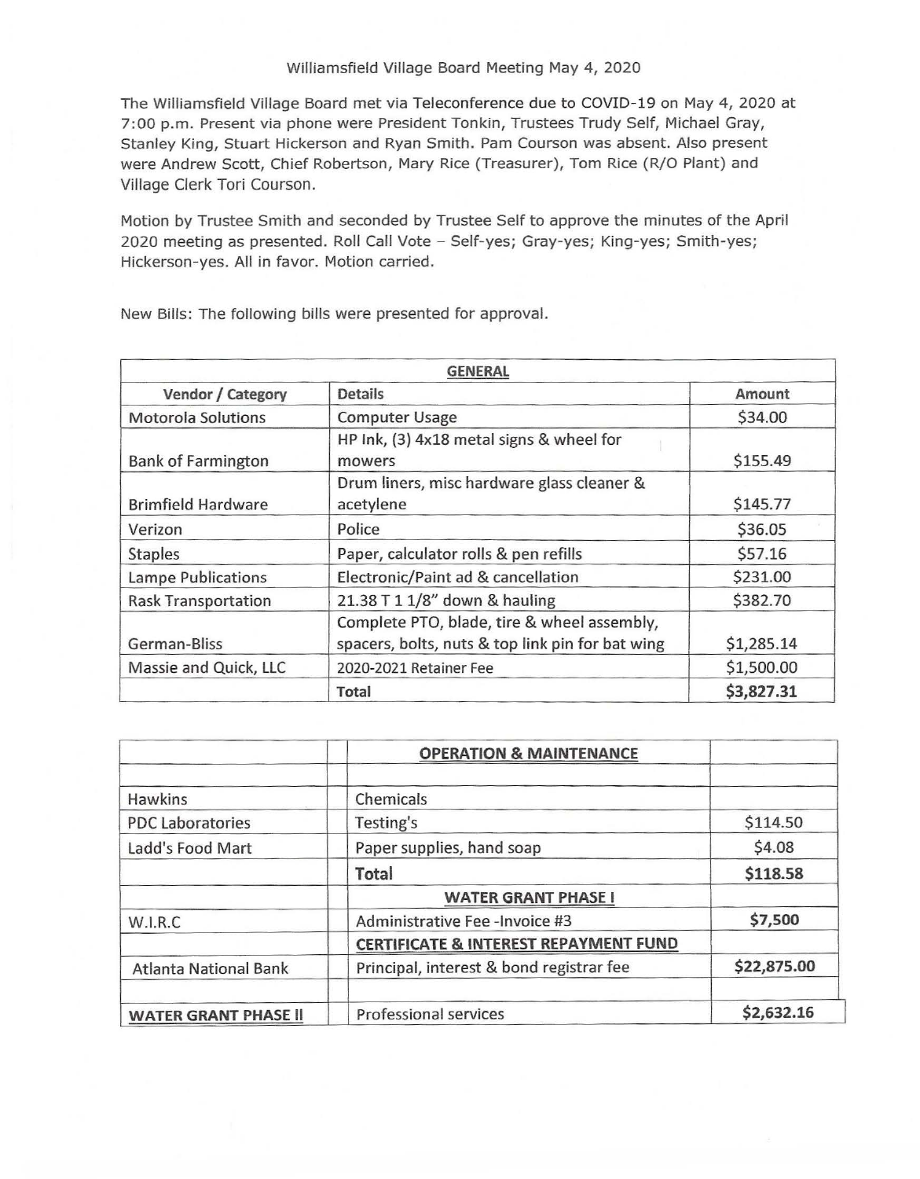Williamsfield Village Board Meeting May 4, 2020

The Williamsfield Village Board met via Teleconference due to COVID-19 on May 4, 2020 at 7:00 p.m. Present via phone were President Tonkin, Trustees Trudy Self, Michael Gray, Stanley King, Stuart Hickerson and Ryan Smith. Pam Courson was absent. Also present were Andrew Scott, Chief Robertson, Mary Rice (Treasurer), Tom Rice (R/O Plant) and Village Clerk Tori Courson.

Motion by Trustee Smith and seconded by Trustee Self to approve the minutes of the April 2020 meeting as presented. Roll Call Vote – Self-yes; Gray-yes; King-yes; Smith-yes; Hickerson-yes. All in favor. Motion carried.

New Bills: The following bills were presented for approval.

| GENERAL | | |
|---|---|---|
| **Vendor / Category** | **Details** | **Amount** |
| Motorola Solutions | Computer Usage | $34.00 |
| Bank of Farmington | HP Ink, (3) 4x18 metal signs & wheel for mowers | $155.49 |
| Brimfield Hardware | Drum liners, misc hardware glass cleaner & acetylene | $145.77 |
| Verizon | Police | $36.05 |
| Staples | Paper, calculator rolls & pen refills | $57.16 |
| Lampe Publications | Electronic/Paint ad & cancellation | $231.00 |
| Rask Transportation | 21.38 T 1 1/8" down & hauling | $382.70 |
| German-Bliss | Complete PTO, blade, tire & wheel assembly, spacers, bolts, nuts & top link pin for bat wing | $1,285.14 |
| Massie and Quick, LLC | 2020-2021 Retainer Fee | $1,500.00 |
| | **Total** | **$3,827.31** |

| | **OPERATION & MAINTENANCE** | |
|---|---|---|
| | | |
| Hawkins | Chemicals | |
| PDC Laboratories | Testing's | $114.50 |
| Ladd's Food Mart | Paper supplies, hand soap | $4.08 |
| | **Total** | **$118.58** |
| | **WATER GRANT PHASE I** | |
| W.I.R.C | Administrative Fee -Invoice #3 | **$7,500** |
| | **CERTIFICATE & INTEREST REPAYMENT FUND** | |
| Atlanta National Bank | Principal, interest & bond registrar fee | **$22,875.00** |
| | | |
| **WATER GRANT PHASE II** | Professional services | **$2,632.16** |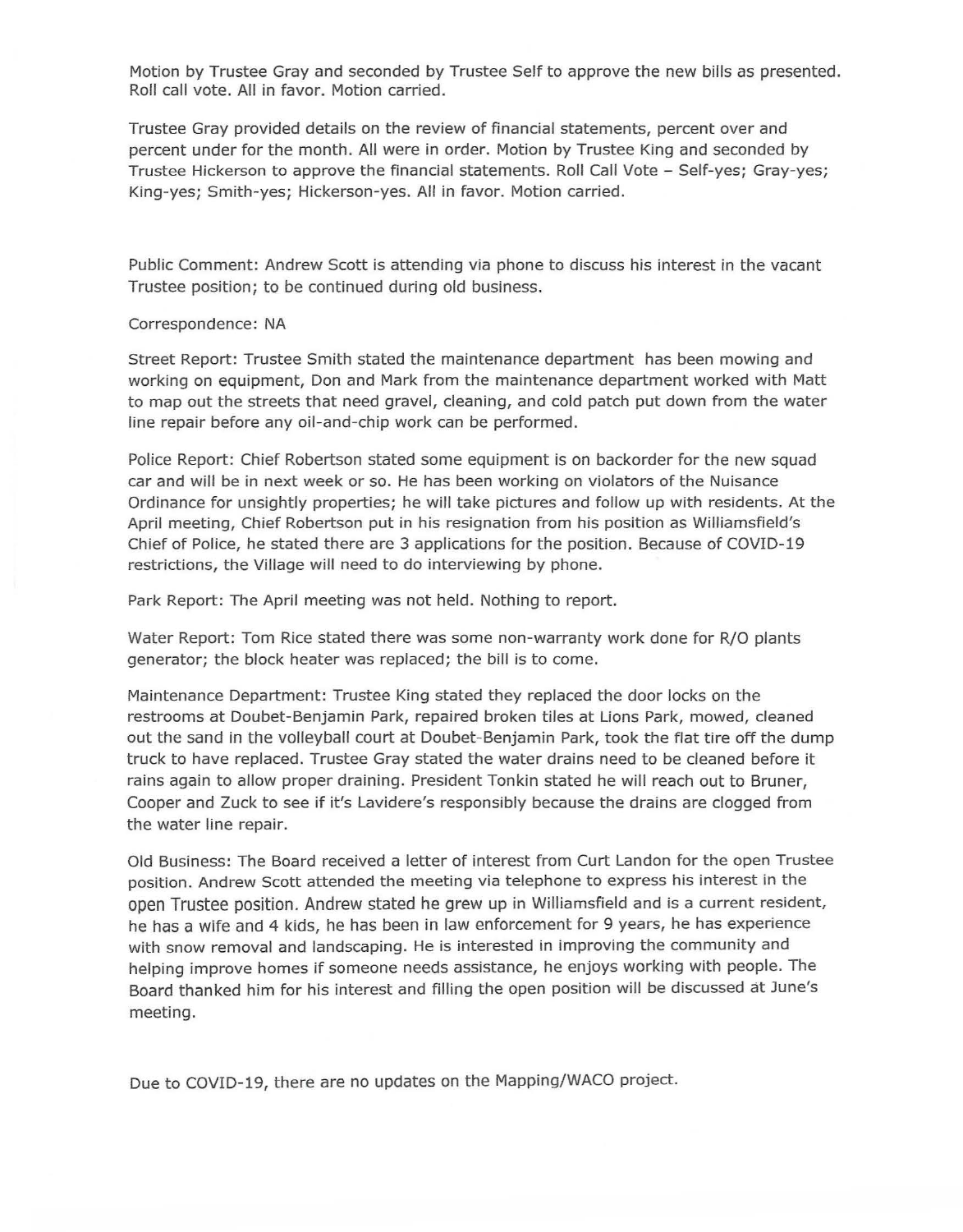Motion by Trustee Gray and seconded by Trustee Self to approve the new bills as presented. Roll call vote. All in favor. Motion carried.

Trustee Gray provided details on the review of financial statements, percent over and percent under for the month. All were in order. Motion by Trustee King and seconded by Trustee Hickerson to approve the financial statements. Roll Call Vote – Self-yes; Gray-yes; King-yes; Smith-yes; Hickerson-yes. All in favor. Motion carried.

Public Comment: Andrew Scott is attending via phone to discuss his interest in the vacant Trustee position; to be continued during old business.

Correspondence: NA

Street Report: Trustee Smith stated the maintenance department has been mowing and working on equipment, Don and Mark from the maintenance department worked with Matt to map out the streets that need gravel, cleaning, and cold patch put down from the water line repair before any oil-and-chip work can be performed.

Police Report: Chief Robertson stated some equipment is on backorder for the new squad car and will be in next week or so. He has been working on violators of the Nuisance Ordinance for unsightly properties; he will take pictures and follow up with residents. At the April meeting, Chief Robertson put in his resignation from his position as Williamsfield's Chief of Police, he stated there are 3 applications for the position. Because of COVID-19 restrictions, the Village will need to do interviewing by phone.

Park Report: The April meeting was not held. Nothing to report.

Water Report: Tom Rice stated there was some non-warranty work done for R/O plants generator; the block heater was replaced; the bill is to come.

Maintenance Department: Trustee King stated they replaced the door locks on the restrooms at Doubet-Benjamin Park, repaired broken tiles at Lions Park, mowed, cleaned out the sand in the volleyball court at Doubet-Benjamin Park, took the flat tire off the dump truck to have replaced. Trustee Gray stated the water drains need to be cleaned before it rains again to allow proper draining. President Tonkin stated he will reach out to Bruner, Cooper and Zuck to see if it's Lavidere's responsibly because the drains are clogged from the water line repair.

Old Business: The Board received a letter of interest from Curt Landon for the open Trustee position. Andrew Scott attended the meeting via telephone to express his interest in the open Trustee position. Andrew stated he grew up in Williamsfield and is a current resident, he has a wife and 4 kids, he has been in law enforcement for 9 years, he has experience with snow removal and landscaping. He is interested in improving the community and helping improve homes if someone needs assistance, he enjoys working with people. The Board thanked him for his interest and filling the open position will be discussed at June's meeting.

Due to COVID-19, there are no updates on the Mapping/WACO project.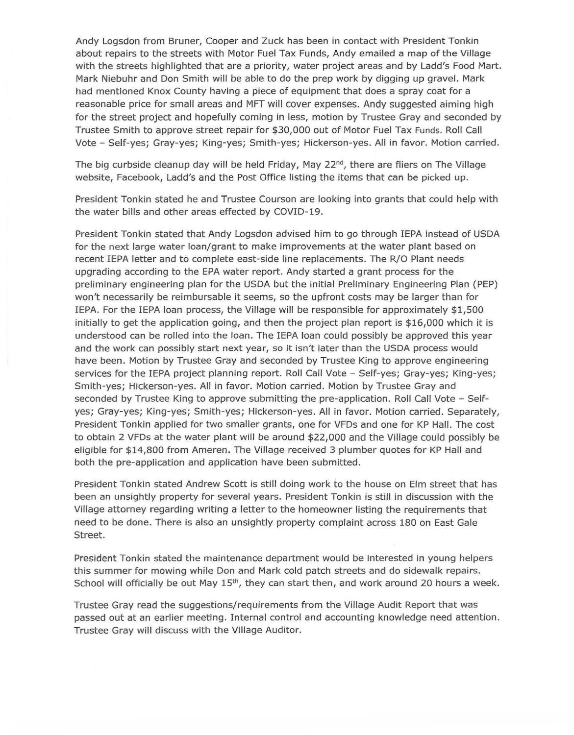Andy Logsdon from Bruner, Cooper and Zuck has been in contact with President Tonkin about repairs to the streets with Motor Fuel Tax Funds, Andy emailed a map of the Village with the streets highlighted that are a priority, water project areas and by Ladd's Food Mart. Mark Niebuhr and Don Smith will be able to do the prep work by digging up gravel. Mark had mentioned Knox County having a piece of equipment that does a spray coat for a reasonable price for small areas and MFT will cover expenses. Andy suggested aiming high for the street project and hopefully coming in less, motion by Trustee Gray and seconded by Trustee Smith to approve street repair for $30,000 out of Motor Fuel Tax Funds. Roll Call Vote – Self-yes; Gray-yes; King-yes; Smith-yes; Hickerson-yes. All in favor. Motion carried.

The big curbside cleanup day will be held Friday, May 22nd, there are fliers on The Village website, Facebook, Ladd's and the Post Office listing the items that can be picked up.

President Tonkin stated he and Trustee Courson are looking into grants that could help with the water bills and other areas effected by COVID-19.

President Tonkin stated that Andy Logsdon advised him to go through IEPA instead of USDA for the next large water loan/grant to make improvements at the water plant based on recent IEPA letter and to complete east-side line replacements. The R/O Plant needs upgrading according to the EPA water report. Andy started a grant process for the preliminary engineering plan for the USDA but the initial Preliminary Engineering Plan (PEP) won't necessarily be reimbursable it seems, so the upfront costs may be larger than for IEPA. For the IEPA loan process, the Village will be responsible for approximately $1,500 initially to get the application going, and then the project plan report is $16,000 which it is understood can be rolled into the loan. The IEPA loan could possibly be approved this year and the work can possibly start next year, so it isn't later than the USDA process would have been. Motion by Trustee Gray and seconded by Trustee King to approve engineering services for the IEPA project planning report. Roll Call Vote – Self-yes; Gray-yes; King-yes; Smith-yes; Hickerson-yes. All in favor. Motion carried. Motion by Trustee Gray and seconded by Trustee King to approve submitting the pre-application. Roll Call Vote – Self-yes; Gray-yes; King-yes; Smith-yes; Hickerson-yes. All in favor. Motion carried. Separately, President Tonkin applied for two smaller grants, one for VFDs and one for KP Hall. The cost to obtain 2 VFDs at the water plant will be around $22,000 and the Village could possibly be eligible for $14,800 from Ameren. The Village received 3 plumber quotes for KP Hall and both the pre-application and application have been submitted.

President Tonkin stated Andrew Scott is still doing work to the house on Elm street that has been an unsightly property for several years. President Tonkin is still in discussion with the Village attorney regarding writing a letter to the homeowner listing the requirements that need to be done. There is also an unsightly property complaint across 180 on East Gale Street.

President Tonkin stated the maintenance department would be interested in young helpers this summer for mowing while Don and Mark cold patch streets and do sidewalk repairs. School will officially be out May 15th, they can start then, and work around 20 hours a week.

Trustee Gray read the suggestions/requirements from the Village Audit Report that was passed out at an earlier meeting. Internal control and accounting knowledge need attention. Trustee Gray will discuss with the Village Auditor.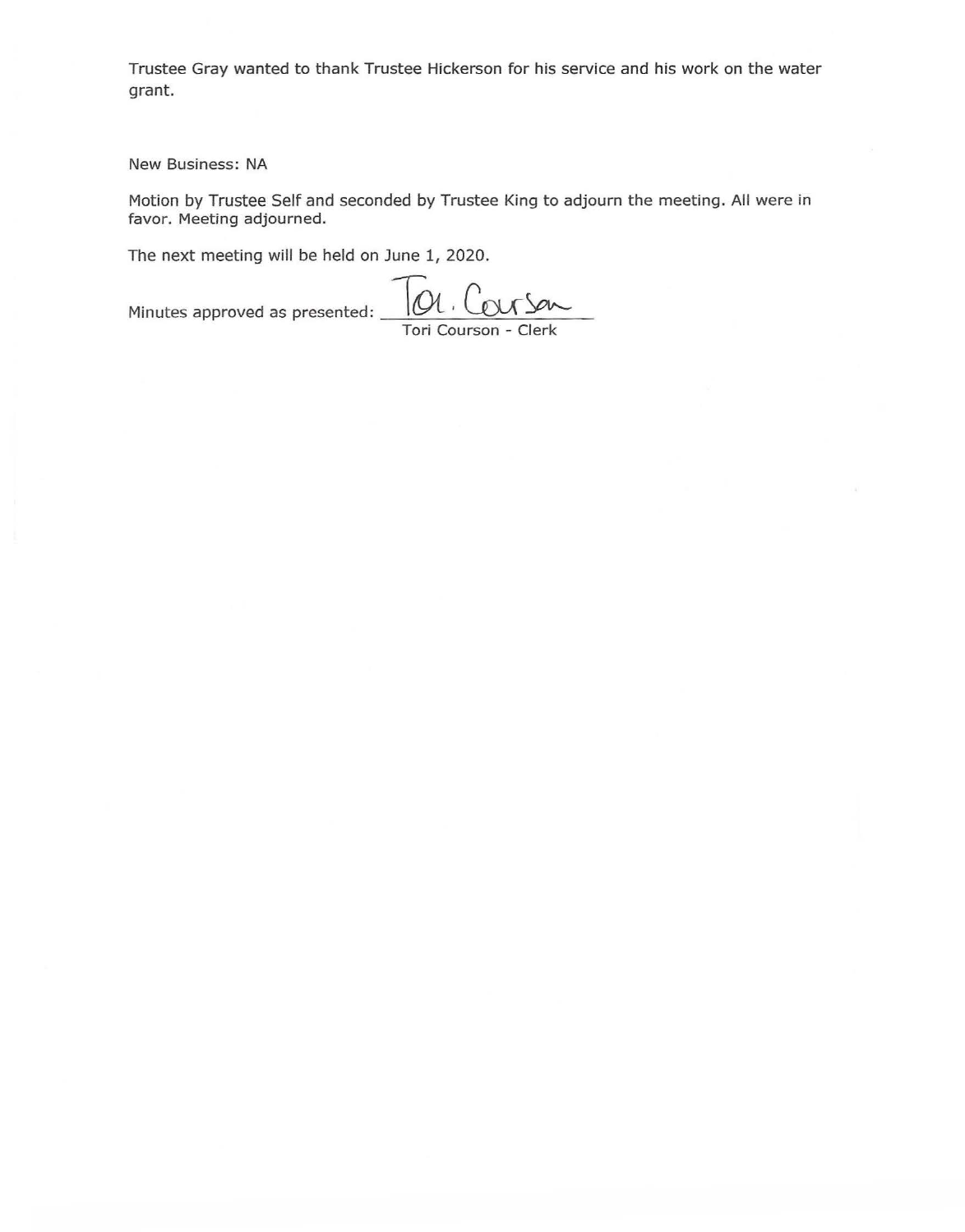Trustee Gray wanted to thank Trustee Hickerson for his service and his work on the water grant.

New Business: NA

Motion by Trustee Self and seconded by Trustee King to adjourn the meeting. All were in favor. Meeting adjourned.

The next meeting will be held on June 1, 2020.

Minutes approved as presented: Tori Courson

Tori Courson - Clerk